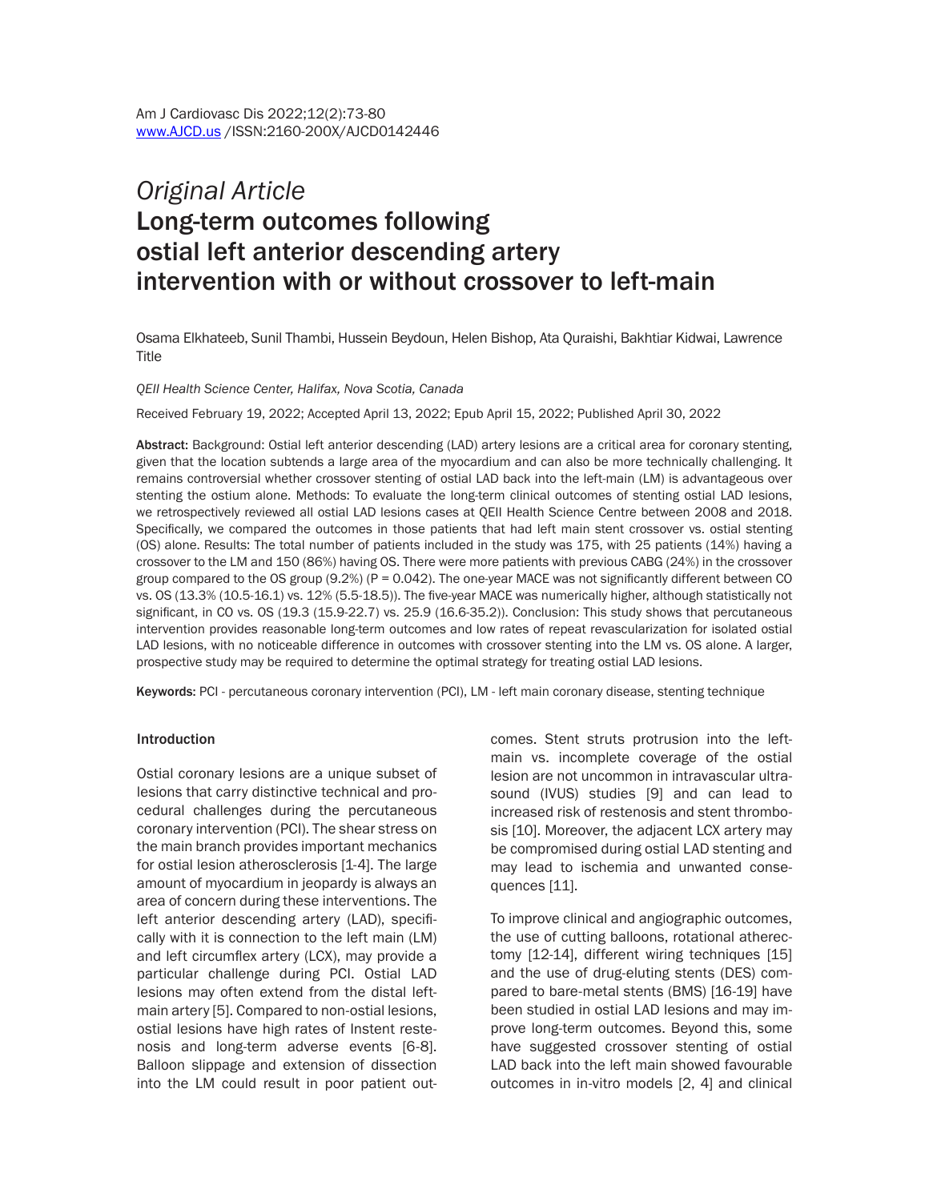*Original Article*

# Long-term outcomes following ostial left anterior descending artery intervention with or without crossover to left-main

Osama Elkhateeb, Sunil Thambi, Hussein Beydoun, Helen Bishop, Ata Quraishi, Bakhtiar Kidwai, Lawrence Title

*QEII Health Science Center, Halifax, Nova Scotia, Canada*

Received February 19, 2022; Accepted April 13, 2022; Epub April 15, 2022; Published April 30, 2022

**Abstract:** Background: Ostial left anterior descending (LAD) artery lesions are a critical area for coronary stenting, given that the location subtends a large area of the myocardium and can also be more technically challenging. It remains controversial whether crossover stenting of ostial LAD back into the left-main (LM) is advantageous over stenting the ostium alone. Methods: To evaluate the long-term clinical outcomes of stenting ostial LAD lesions, we retrospectively reviewed all ostial LAD lesions cases at QEII Health Science Centre between 2008 and 2018. Specifically, we compared the outcomes in those patients that had left main stent crossover vs. ostial stenting (OS) alone. Results: The total number of patients included in the study was 175, with 25 patients (14%) having a crossover to the LM and 150 (86%) having OS. There were more patients with previous CABG (24%) in the crossover group compared to the OS group (9.2%) (P = 0.042). The one-year MACE was not significantly different between CO vs. OS (13.3% (10.5-16.1) vs. 12% (5.5-18.5)). The five-year MACE was numerically higher, although statistically not significant, in CO vs. OS (19.3 (15.9-22.7) vs. 25.9 (16.6-35.2)). Conclusion: This study shows that percutaneous intervention provides reasonable long-term outcomes and low rates of repeat revascularization for isolated ostial LAD lesions, with no noticeable difference in outcomes with crossover stenting into the LM vs. OS alone. A larger, prospective study may be required to determine the optimal strategy for treating ostial LAD lesions.

**Keywords:** PCI - percutaneous coronary intervention (PCI), LM - left main coronary disease, stenting technique

## Introduction

Ostial coronary lesions are a unique subset of lesions that carry distinctive technical and procedural challenges during the percutaneous coronary intervention (PCI). The shear stress on the main branch provides important mechanics for ostial lesion atherosclerosis [1-4]. The large amount of myocardium in jeopardy is always an area of concern during these interventions. The left anterior descending artery (LAD), specifically with it is connection to the left main (LM) and left circumflex artery (LCX), may provide a particular challenge during PCI. Ostial LAD lesions may often extend from the distal left-main artery [5]. Compared to non-ostial lesions, ostial lesions have high rates of Instent restenosis and long-term adverse events [6-8]. Balloon slippage and extension of dissection into the LM could result in poor patient outcomes. Stent struts protrusion into the left-main vs. incomplete coverage of the ostial lesion are not uncommon in intravascular ultrasound (IVUS) studies [9] and can lead to increased risk of restenosis and stent thrombosis [10]. Moreover, the adjacent LCX artery may be compromised during ostial LAD stenting and may lead to ischemia and unwanted consequences [11].

To improve clinical and angiographic outcomes, the use of cutting balloons, rotational atherectomy [12-14], different wiring techniques [15] and the use of drug-eluting stents (DES) compared to bare-metal stents (BMS) [16-19] have been studied in ostial LAD lesions and may improve long-term outcomes. Beyond this, some have suggested crossover stenting of ostial LAD back into the left main showed favourable outcomes in in-vitro models [2, 4] and clinical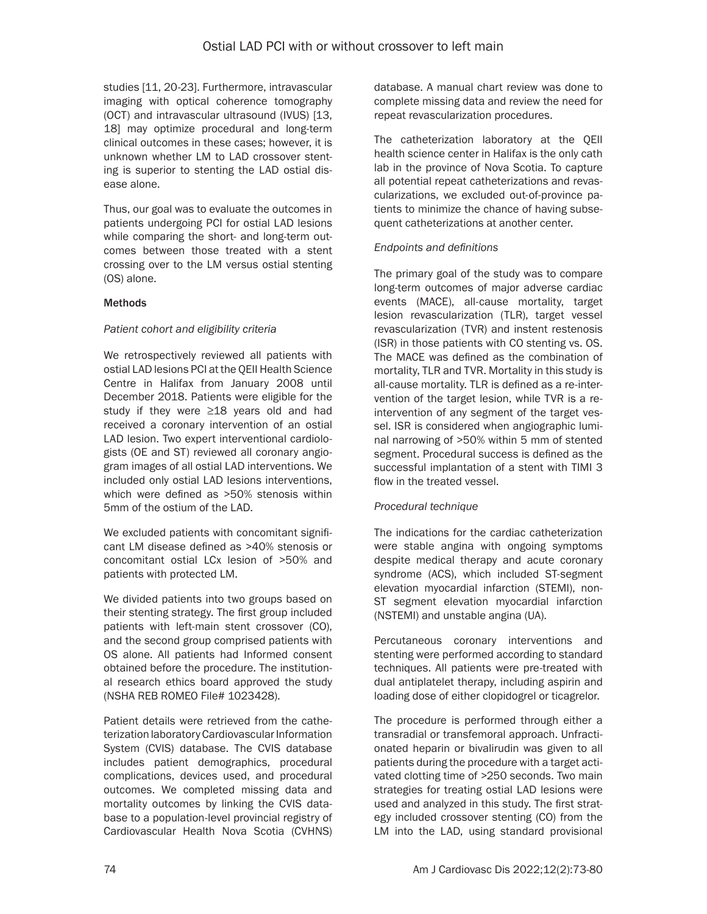studies [11, 20-23]. Furthermore, intravascular imaging with optical coherence tomography (OCT) and intravascular ultrasound (IVUS) [13, 18] may optimize procedural and long-term clinical outcomes in these cases; however, it is unknown whether LM to LAD crossover stenting is superior to stenting the LAD ostial disease alone.

Thus, our goal was to evaluate the outcomes in patients undergoing PCI for ostial LAD lesions while comparing the short- and long-term outcomes between those treated with a stent crossing over to the LM versus ostial stenting (OS) alone.

## Methods

### *Patient cohort and eligibility criteria*

We retrospectively reviewed all patients with ostial LAD lesions PCI at the QEII Health Science Centre in Halifax from January 2008 until December 2018. Patients were eligible for the study if they were ≥18 years old and had received a coronary intervention of an ostial LAD lesion. Two expert interventional cardiologists (OE and ST) reviewed all coronary angiogram images of all ostial LAD interventions. We included only ostial LAD lesions interventions, which were defined as >50% stenosis within 5mm of the ostium of the LAD.

We excluded patients with concomitant significant LM disease defined as >40% stenosis or concomitant ostial LCx lesion of >50% and patients with protected LM.

We divided patients into two groups based on their stenting strategy. The first group included patients with left-main stent crossover (CO), and the second group comprised patients with OS alone. All patients had Informed consent obtained before the procedure. The institutional research ethics board approved the study (NSHA REB ROMEO File# 1023428).

Patient details were retrieved from the catheterization laboratory Cardiovascular Information System (CVIS) database. The CVIS database includes patient demographics, procedural complications, devices used, and procedural outcomes. We completed missing data and mortality outcomes by linking the CVIS database to a population-level provincial registry of Cardiovascular Health Nova Scotia (CVHNS) database. A manual chart review was done to complete missing data and review the need for repeat revascularization procedures.

The catheterization laboratory at the QEII health science center in Halifax is the only cath lab in the province of Nova Scotia. To capture all potential repeat catheterizations and revascularizations, we excluded out-of-province patients to minimize the chance of having subsequent catheterizations at another center.

### *Endpoints and definitions*

The primary goal of the study was to compare long-term outcomes of major adverse cardiac events (MACE), all-cause mortality, target lesion revascularization (TLR), target vessel revascularization (TVR) and instent restenosis (ISR) in those patients with CO stenting vs. OS. The MACE was defined as the combination of mortality, TLR and TVR. Mortality in this study is all-cause mortality. TLR is defined as a re-intervention of the target lesion, while TVR is a re-intervention of any segment of the target vessel. ISR is considered when angiographic luminal narrowing of >50% within 5 mm of stented segment. Procedural success is defined as the successful implantation of a stent with TIMI 3 flow in the treated vessel.

### *Procedural technique*

The indications for the cardiac catheterization were stable angina with ongoing symptoms despite medical therapy and acute coronary syndrome (ACS), which included ST-segment elevation myocardial infarction (STEMI), non-ST segment elevation myocardial infarction (NSTEMI) and unstable angina (UA).

Percutaneous coronary interventions and stenting were performed according to standard techniques. All patients were pre-treated with dual antiplatelet therapy, including aspirin and loading dose of either clopidogrel or ticagrelor.

The procedure is performed through either a transradial or transfemoral approach. Unfractionated heparin or bivalirudin was given to all patients during the procedure with a target activated clotting time of >250 seconds. Two main strategies for treating ostial LAD lesions were used and analyzed in this study. The first strategy included crossover stenting (CO) from the LM into the LAD, using standard provisional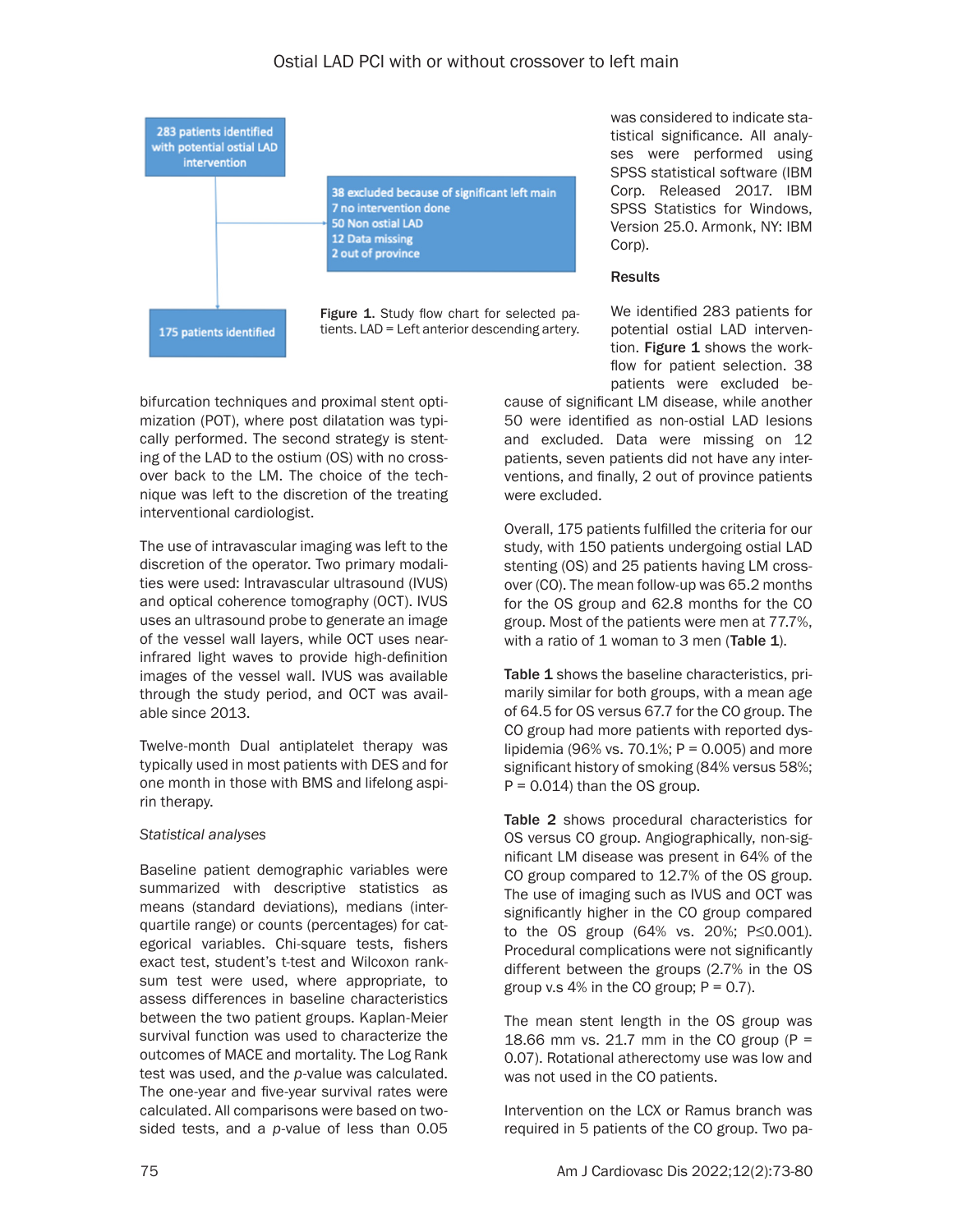283 patients identified with potential ostial LAD intervention

38 excluded because of significant left main
7 no intervention done
50 Non ostial LAD
12 Data missing
2 out of province

175 patients identified

**Figure 1.** Study flow chart for selected patients. LAD = Left anterior descending artery.

bifurcation techniques and proximal stent optimization (POT), where post dilatation was typically performed. The second strategy is stenting of the LAD to the ostium (OS) with no crossover back to the LM. The choice of the technique was left to the discretion of the treating interventional cardiologist.

The use of intravascular imaging was left to the discretion of the operator. Two primary modalities were used: Intravascular ultrasound (IVUS) and optical coherence tomography (OCT). IVUS uses an ultrasound probe to generate an image of the vessel wall layers, while OCT uses near-infrared light waves to provide high-definition images of the vessel wall. IVUS was available through the study period, and OCT was available since 2013.

Twelve-month Dual antiplatelet therapy was typically used in most patients with DES and for one month in those with BMS and lifelong aspirin therapy.

*Statistical analyses*

Baseline patient demographic variables were summarized with descriptive statistics as means (standard deviations), medians (interquartile range) or counts (percentages) for categorical variables. Chi-square tests, fishers exact test, student's t-test and Wilcoxon rank-sum test were used, where appropriate, to assess differences in baseline characteristics between the two patient groups. Kaplan-Meier survival function was used to characterize the outcomes of MACE and mortality. The Log Rank test was used, and the *p*-value was calculated. The one-year and five-year survival rates were calculated. All comparisons were based on two-sided tests, and a *p*-value of less than 0.05 was considered to indicate statistical significance. All analyses were performed using SPSS statistical software (IBM Corp. Released 2017. IBM SPSS Statistics for Windows, Version 25.0. Armonk, NY: IBM Corp).

## Results

We identified 283 patients for potential ostial LAD intervention. **Figure 1** shows the workflow for patient selection. 38 patients were excluded because of significant LM disease, while another 50 were identified as non-ostial LAD lesions and excluded. Data were missing on 12 patients, seven patients did not have any interventions, and finally, 2 out of province patients were excluded.

Overall, 175 patients fulfilled the criteria for our study, with 150 patients undergoing ostial LAD stenting (OS) and 25 patients having LM crossover (CO). The mean follow-up was 65.2 months for the OS group and 62.8 months for the CO group. Most of the patients were men at 77.7%, with a ratio of 1 woman to 3 men (**Table 1**).

**Table 1** shows the baseline characteristics, primarily similar for both groups, with a mean age of 64.5 for OS versus 67.7 for the CO group. The CO group had more patients with reported dyslipidemia (96% vs. 70.1%; P = 0.005) and more significant history of smoking (84% versus 58%; P = 0.014) than the OS group.

**Table 2** shows procedural characteristics for OS versus CO group. Angiographically, non-significant LM disease was present in 64% of the CO group compared to 12.7% of the OS group. The use of imaging such as IVUS and OCT was significantly higher in the CO group compared to the OS group (64% vs. 20%; P≤0.001). Procedural complications were not significantly different between the groups (2.7% in the OS group v.s 4% in the CO group; P = 0.7).

The mean stent length in the OS group was 18.66 mm vs. 21.7 mm in the CO group (P = 0.07). Rotational atherectomy use was low and was not used in the CO patients.

Intervention on the LCX or Ramus branch was required in 5 patients of the CO group. Two pa-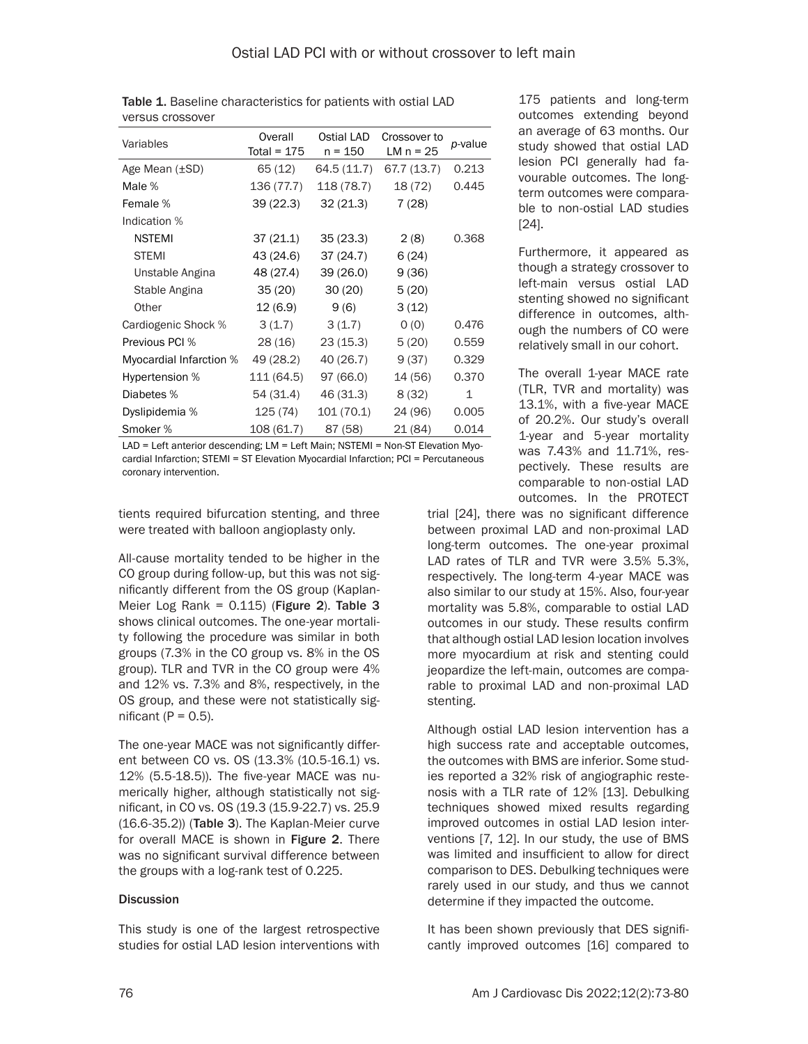Table 1. Baseline characteristics for patients with ostial LAD versus crossover

| Variables | Overall Total = 175 | Ostial LAD n = 150 | Crossover to LM n = 25 | *p*-value |
|---|---|---|---|---|
| Age Mean (±SD) | 65 (12) | 64.5 (11.7) | 67.7 (13.7) | 0.213 |
| Male % | 136 (77.7) | 118 (78.7) | 18 (72) | 0.445 |
| Female % | 39 (22.3) | 32 (21.3) | 7 (28) | |
| Indication % | | | | |
| NSTEMI | 37 (21.1) | 35 (23.3) | 2 (8) | 0.368 |
| STEMI | 43 (24.6) | 37 (24.7) | 6 (24) | |
| Unstable Angina | 48 (27.4) | 39 (26.0) | 9 (36) | |
| Stable Angina | 35 (20) | 30 (20) | 5 (20) | |
| Other | 12 (6.9) | 9 (6) | 3 (12) | |
| Cardiogenic Shock % | 3 (1.7) | 3 (1.7) | 0 (0) | 0.476 |
| Previous PCI % | 28 (16) | 23 (15.3) | 5 (20) | 0.559 |
| Myocardial Infarction % | 49 (28.2) | 40 (26.7) | 9 (37) | 0.329 |
| Hypertension % | 111 (64.5) | 97 (66.0) | 14 (56) | 0.370 |
| Diabetes % | 54 (31.4) | 46 (31.3) | 8 (32) | 1 |
| Dyslipidemia % | 125 (74) | 101 (70.1) | 24 (96) | 0.005 |
| Smoker % | 108 (61.7) | 87 (58) | 21 (84) | 0.014 |

LAD = Left anterior descending; LM = Left Main; NSTEMI = Non-ST Elevation Myocardial Infarction; STEMI = ST Elevation Myocardial Infarction; PCI = Percutaneous coronary intervention.

tients required bifurcation stenting, and three were treated with balloon angioplasty only.

All-cause mortality tended to be higher in the CO group during follow-up, but this was not significantly different from the OS group (Kaplan-Meier Log Rank = 0.115) (**Figure 2**). **Table 3** shows clinical outcomes. The one-year mortality following the procedure was similar in both groups (7.3% in the CO group vs. 8% in the OS group). TLR and TVR in the CO group were 4% and 12% vs. 7.3% and 8%, respectively, in the OS group, and these were not statistically significant (P = 0.5).

The one-year MACE was not significantly different between CO vs. OS (13.3% (10.5-16.1) vs. 12% (5.5-18.5)). The five-year MACE was numerically higher, although statistically not significant, in CO vs. OS (19.3 (15.9-22.7) vs. 25.9 (16.6-35.2)) (**Table 3**). The Kaplan-Meier curve for overall MACE is shown in **Figure 2**. There was no significant survival difference between the groups with a log-rank test of 0.225.

## Discussion

This study is one of the largest retrospective studies for ostial LAD lesion interventions with 175 patients and long-term outcomes extending beyond an average of 63 months. Our study showed that ostial LAD lesion PCI generally had favourable outcomes. The long-term outcomes were comparable to non-ostial LAD studies [24].

Furthermore, it appeared as though a strategy crossover to left-main versus ostial LAD stenting showed no significant difference in outcomes, although the numbers of CO were relatively small in our cohort.

The overall 1-year MACE rate (TLR, TVR and mortality) was 13.1%, with a five-year MACE of 20.2%. Our study's overall 1-year and 5-year mortality was 7.43% and 11.71%, respectively. These results are comparable to non-ostial LAD outcomes. In the PROTECT trial [24], there was no significant difference between proximal LAD and non-proximal LAD long-term outcomes. The one-year proximal LAD rates of TLR and TVR were 3.5% 5.3%, respectively. The long-term 4-year MACE was also similar to our study at 15%. Also, four-year mortality was 5.8%, comparable to ostial LAD outcomes in our study. These results confirm that although ostial LAD lesion location involves more myocardium at risk and stenting could jeopardize the left-main, outcomes are comparable to proximal LAD and non-proximal LAD stenting.

Although ostial LAD lesion intervention has a high success rate and acceptable outcomes, the outcomes with BMS are inferior. Some studies reported a 32% risk of angiographic restenosis with a TLR rate of 12% [13]. Debulking techniques showed mixed results regarding improved outcomes in ostial LAD lesion interventions [7, 12]. In our study, the use of BMS was limited and insufficient to allow for direct comparison to DES. Debulking techniques were rarely used in our study, and thus we cannot determine if they impacted the outcome.

It has been shown previously that DES significantly improved outcomes [16] compared to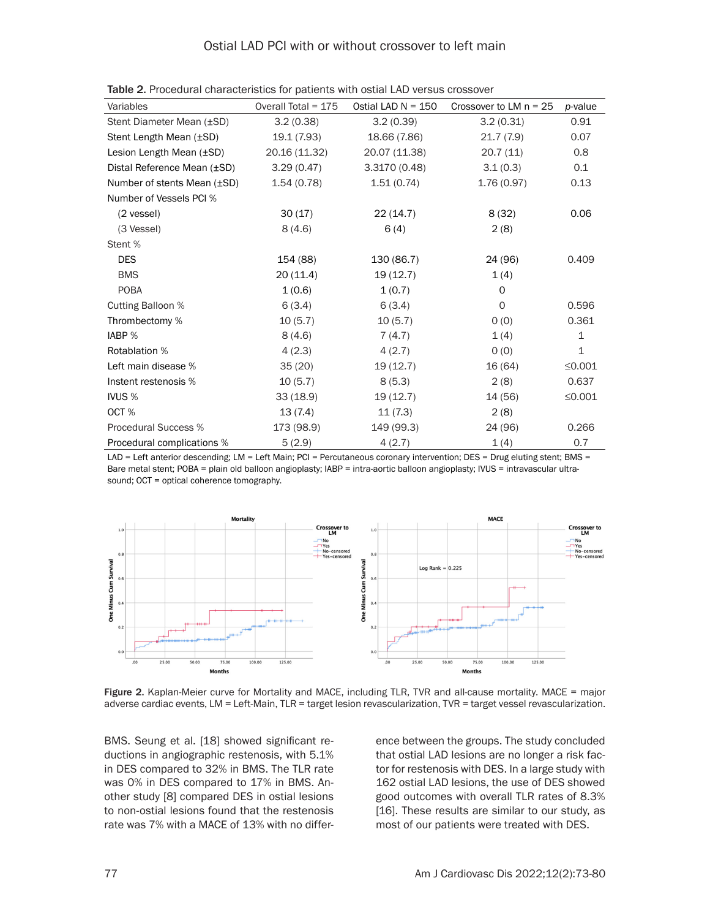Table 2. Procedural characteristics for patients with ostial LAD versus crossover

| Variables | Overall Total = 175 | Ostial LAD N = 150 | Crossover to LM n = 25 | *p*-value |
|---|---|---|---|---|
| Stent Diameter Mean (±SD) | 3.2 (0.38) | 3.2 (0.39) | 3.2 (0.31) | 0.91 |
| Stent Length Mean (±SD) | 19.1 (7.93) | 18.66 (7.86) | 21.7 (7.9) | 0.07 |
| Lesion Length Mean (±SD) | 20.16 (11.32) | 20.07 (11.38) | 20.7 (11) | 0.8 |
| Distal Reference Mean (±SD) | 3.29 (0.47) | 3.3170 (0.48) | 3.1 (0.3) | 0.1 |
| Number of stents Mean (±SD) | 1.54 (0.78) | 1.51 (0.74) | 1.76 (0.97) | 0.13 |
| Number of Vessels PCI % | | | | |
| (2 vessel) | 30 (17) | 22 (14.7) | 8 (32) | 0.06 |
| (3 Vessel) | 8 (4.6) | 6 (4) | 2 (8) | |
| Stent % | | | | |
| DES | 154 (88) | 130 (86.7) | 24 (96) | 0.409 |
| BMS | 20 (11.4) | 19 (12.7) | 1 (4) | |
| POBA | 1 (0.6) | 1 (0.7) | 0 | |
| Cutting Balloon % | 6 (3.4) | 6 (3.4) | 0 | 0.596 |
| Thrombectomy % | 10 (5.7) | 10 (5.7) | 0 (0) | 0.361 |
| IABP % | 8 (4.6) | 7 (4.7) | 1 (4) | 1 |
| Rotablation % | 4 (2.3) | 4 (2.7) | 0 (0) | 1 |
| Left main disease % | 35 (20) | 19 (12.7) | 16 (64) | ≤0.001 |
| Instent restenosis % | 10 (5.7) | 8 (5.3) | 2 (8) | 0.637 |
| IVUS % | 33 (18.9) | 19 (12.7) | 14 (56) | ≤0.001 |
| OCT % | 13 (7.4) | 11 (7.3) | 2 (8) | |
| Procedural Success % | 173 (98.9) | 149 (99.3) | 24 (96) | 0.266 |
| Procedural complications % | 5 (2.9) | 4 (2.7) | 1 (4) | 0.7 |

LAD = Left anterior descending; LM = Left Main; PCI = Percutaneous coronary intervention; DES = Drug eluting stent; BMS = Bare metal stent; POBA = plain old balloon angioplasty; IABP = intra-aortic balloon angioplasty; IVUS = intravascular ultrasound; OCT = optical coherence tomography.

Figure 2. Kaplan-Meier curve for Mortality and MACE, including TLR, TVR and all-cause mortality. MACE = major adverse cardiac events, LM = Left-Main, TLR = target lesion revascularization, TVR = target vessel revascularization.

BMS. Seung et al. [18] showed significant reductions in angiographic restenosis, with 5.1% in DES compared to 32% in BMS. The TLR rate was 0% in DES compared to 17% in BMS. Another study [8] compared DES in ostial lesions to non-ostial lesions found that the restenosis rate was 7% with a MACE of 13% with no difference between the groups. The study concluded that ostial LAD lesions are no longer a risk factor for restenosis with DES. In a large study with 162 ostial LAD lesions, the use of DES showed good outcomes with overall TLR rates of 8.3% [16]. These results are similar to our study, as most of our patients were treated with DES.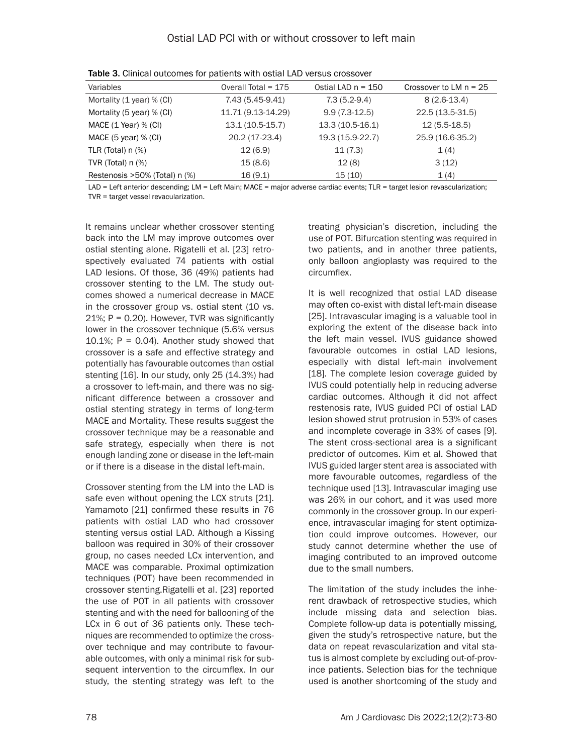Table 3. Clinical outcomes for patients with ostial LAD versus crossover

| Variables | Overall Total = 175 | Ostial LAD n = 150 | Crossover to LM n = 25 |
|---|---|---|---|
| Mortality (1 year) % (CI) | 7.43 (5.45-9.41) | 7.3 (5.2-9.4) | 8 (2.6-13.4) |
| Mortality (5 year) % (CI) | 11.71 (9.13-14.29) | 9.9 (7.3-12.5) | 22.5 (13.5-31.5) |
| MACE (1 Year) % (CI) | 13.1 (10.5-15.7) | 13.3 (10.5-16.1) | 12 (5.5-18.5) |
| MACE (5 year) % (CI) | 20.2 (17-23.4) | 19.3 (15.9-22.7) | 25.9 (16.6-35.2) |
| TLR (Total) n (%) | 12 (6.9) | 11 (7.3) | 1 (4) |
| TVR (Total) n (%) | 15 (8.6) | 12 (8) | 3 (12) |
| Restenosis >50% (Total) n (%) | 16 (9.1) | 15 (10) | 1 (4) |

LAD = Left anterior descending; LM = Left Main; MACE = major adverse cardiac events; TLR = target lesion revascularization; TVR = target vessel revacularization.

It remains unclear whether crossover stenting back into the LM may improve outcomes over ostial stenting alone. Rigatelli et al. [23] retrospectively evaluated 74 patients with ostial LAD lesions. Of those, 36 (49%) patients had crossover stenting to the LM. The study outcomes showed a numerical decrease in MACE in the crossover group vs. ostial stent (10 vs. 21%; P = 0.20). However, TVR was significantly lower in the crossover technique (5.6% versus 10.1%; P = 0.04). Another study showed that crossover is a safe and effective strategy and potentially has favourable outcomes than ostial stenting [16]. In our study, only 25 (14.3%) had a crossover to left-main, and there was no significant difference between a crossover and ostial stenting strategy in terms of long-term MACE and Mortality. These results suggest the crossover technique may be a reasonable and safe strategy, especially when there is not enough landing zone or disease in the left-main or if there is a disease in the distal left-main.

Crossover stenting from the LM into the LAD is safe even without opening the LCX struts [21]. Yamamoto [21] confirmed these results in 76 patients with ostial LAD who had crossover stenting versus ostial LAD. Although a Kissing balloon was required in 30% of their crossover group, no cases needed LCx intervention, and MACE was comparable. Proximal optimization techniques (POT) have been recommended in crossover stenting.Rigatelli et al. [23] reported the use of POT in all patients with crossover stenting and with the need for ballooning of the LCx in 6 out of 36 patients only. These techniques are recommended to optimize the crossover technique and may contribute to favourable outcomes, with only a minimal risk for subsequent intervention to the circumflex. In our study, the stenting strategy was left to the treating physician's discretion, including the use of POT. Bifurcation stenting was required in two patients, and in another three patients, only balloon angioplasty was required to the circumflex.

It is well recognized that ostial LAD disease may often co-exist with distal left-main disease [25]. Intravascular imaging is a valuable tool in exploring the extent of the disease back into the left main vessel. IVUS guidance showed favourable outcomes in ostial LAD lesions, especially with distal left-main involvement [18]. The complete lesion coverage guided by IVUS could potentially help in reducing adverse cardiac outcomes. Although it did not affect restenosis rate, IVUS guided PCI of ostial LAD lesion showed strut protrusion in 53% of cases and incomplete coverage in 33% of cases [9]. The stent cross-sectional area is a significant predictor of outcomes. Kim et al. Showed that IVUS guided larger stent area is associated with more favourable outcomes, regardless of the technique used [13]. Intravascular imaging use was 26% in our cohort, and it was used more commonly in the crossover group. In our experience, intravascular imaging for stent optimization could improve outcomes. However, our study cannot determine whether the use of imaging contributed to an improved outcome due to the small numbers.

The limitation of the study includes the inherent drawback of retrospective studies, which include missing data and selection bias. Complete follow-up data is potentially missing, given the study's retrospective nature, but the data on repeat revascularization and vital status is almost complete by excluding out-of-province patients. Selection bias for the technique used is another shortcoming of the study and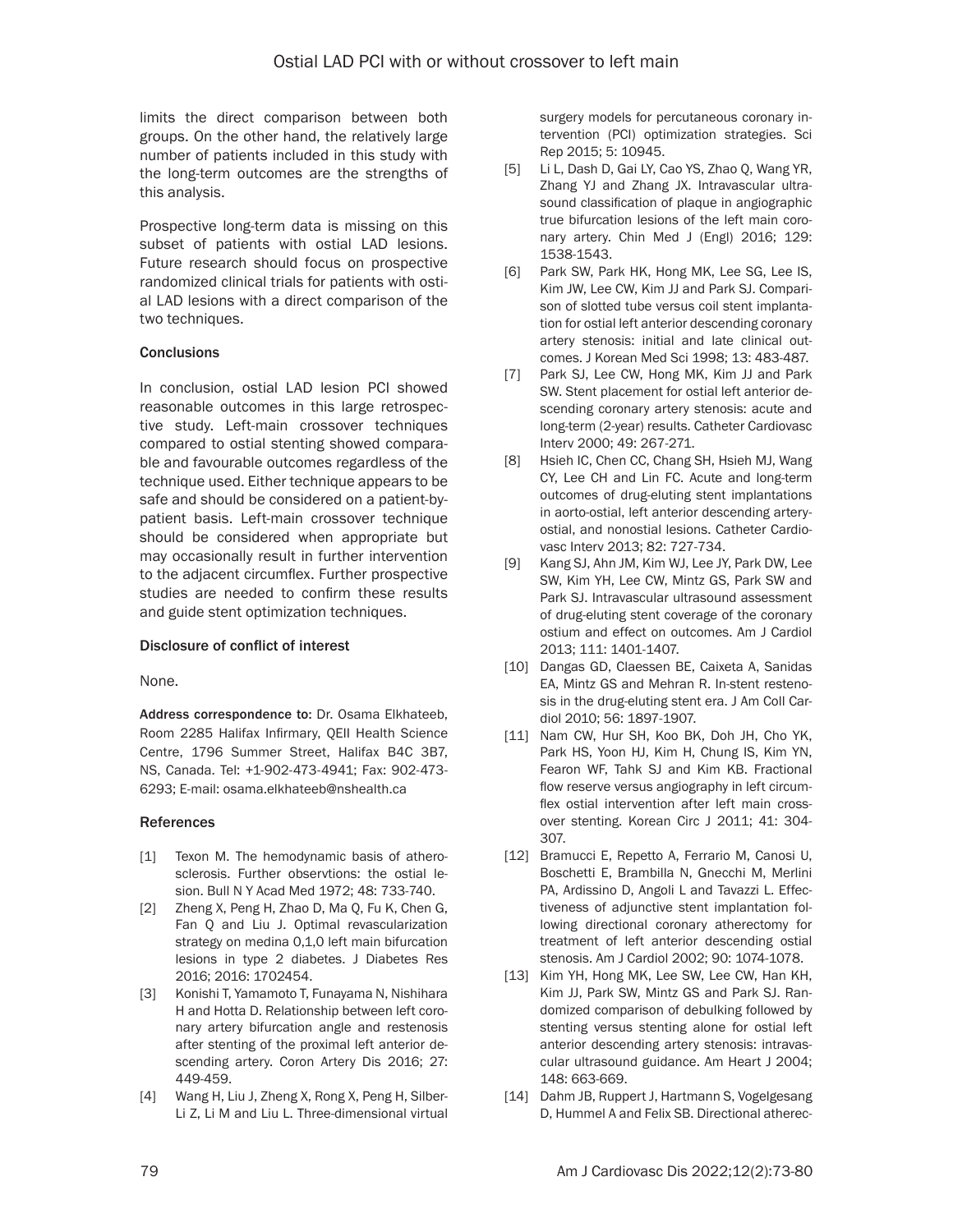limits the direct comparison between both groups. On the other hand, the relatively large number of patients included in this study with the long-term outcomes are the strengths of this analysis.

Prospective long-term data is missing on this subset of patients with ostial LAD lesions. Future research should focus on prospective randomized clinical trials for patients with ostial LAD lesions with a direct comparison of the two techniques.

### Conclusions

In conclusion, ostial LAD lesion PCI showed reasonable outcomes in this large retrospective study. Left-main crossover techniques compared to ostial stenting showed comparable and favourable outcomes regardless of the technique used. Either technique appears to be safe and should be considered on a patient-by-patient basis. Left-main crossover technique should be considered when appropriate but may occasionally result in further intervention to the adjacent circumflex. Further prospective studies are needed to confirm these results and guide stent optimization techniques.

### Disclosure of conflict of interest

None.

**Address correspondence to:** Dr. Osama Elkhateeb, Room 2285 Halifax Infirmary, QEII Health Science Centre, 1796 Summer Street, Halifax B4C 3B7, NS, Canada. Tel: +1-902-473-4941; Fax: 902-473-6293; E-mail: osama.elkhateeb@nshealth.ca

### References

[1] Texon M. The hemodynamic basis of atherosclerosis. Further observtions: the ostial lesion. Bull N Y Acad Med 1972; 48: 733-740.

[2] Zheng X, Peng H, Zhao D, Ma Q, Fu K, Chen G, Fan Q and Liu J. Optimal revascularization strategy on medina 0,1,0 left main bifurcation lesions in type 2 diabetes. J Diabetes Res 2016; 2016: 1702454.

[3] Konishi T, Yamamoto T, Funayama N, Nishihara H and Hotta D. Relationship between left coronary artery bifurcation angle and restenosis after stenting of the proximal left anterior descending artery. Coron Artery Dis 2016; 27: 449-459.

[4] Wang H, Liu J, Zheng X, Rong X, Peng H, Silber-Li Z, Li M and Liu L. Three-dimensional virtual surgery models for percutaneous coronary intervention (PCI) optimization strategies. Sci Rep 2015; 5: 10945.

[5] Li L, Dash D, Gai LY, Cao YS, Zhao Q, Wang YR, Zhang YJ and Zhang JX. Intravascular ultrasound classification of plaque in angiographic true bifurcation lesions of the left main coronary artery. Chin Med J (Engl) 2016; 129: 1538-1543.

[6] Park SW, Park HK, Hong MK, Lee SG, Lee IS, Kim JW, Lee CW, Kim JJ and Park SJ. Comparison of slotted tube versus coil stent implantation for ostial left anterior descending coronary artery stenosis: initial and late clinical outcomes. J Korean Med Sci 1998; 13: 483-487.

[7] Park SJ, Lee CW, Hong MK, Kim JJ and Park SW. Stent placement for ostial left anterior descending coronary artery stenosis: acute and long-term (2-year) results. Catheter Cardiovasc Interv 2000; 49: 267-271.

[8] Hsieh IC, Chen CC, Chang SH, Hsieh MJ, Wang CY, Lee CH and Lin FC. Acute and long-term outcomes of drug-eluting stent implantations in aorto-ostial, left anterior descending artery-ostial, and nonostial lesions. Catheter Cardiovasc Interv 2013; 82: 727-734.

[9] Kang SJ, Ahn JM, Kim WJ, Lee JY, Park DW, Lee SW, Kim YH, Lee CW, Mintz GS, Park SW and Park SJ. Intravascular ultrasound assessment of drug-eluting stent coverage of the coronary ostium and effect on outcomes. Am J Cardiol 2013; 111: 1401-1407.

[10] Dangas GD, Claessen BE, Caixeta A, Sanidas EA, Mintz GS and Mehran R. In-stent restenosis in the drug-eluting stent era. J Am Coll Cardiol 2010; 56: 1897-1907.

[11] Nam CW, Hur SH, Koo BK, Doh JH, Cho YK, Park HS, Yoon HJ, Kim H, Chung IS, Kim YN, Fearon WF, Tahk SJ and Kim KB. Fractional flow reserve versus angiography in left circumflex ostial intervention after left main crossover stenting. Korean Circ J 2011; 41: 304-307.

[12] Bramucci E, Repetto A, Ferrario M, Canosi U, Boschetti E, Brambilla N, Gnecchi M, Merlini PA, Ardissino D, Angoli L and Tavazzi L. Effectiveness of adjunctive stent implantation following directional coronary atherectomy for treatment of left anterior descending ostial stenosis. Am J Cardiol 2002; 90: 1074-1078.

[13] Kim YH, Hong MK, Lee SW, Lee CW, Han KH, Kim JJ, Park SW, Mintz GS and Park SJ. Randomized comparison of debulking followed by stenting versus stenting alone for ostial left anterior descending artery stenosis: intravascular ultrasound guidance. Am Heart J 2004; 148: 663-669.

[14] Dahm JB, Ruppert J, Hartmann S, Vogelgesang D, Hummel A and Felix SB. Directional atherec-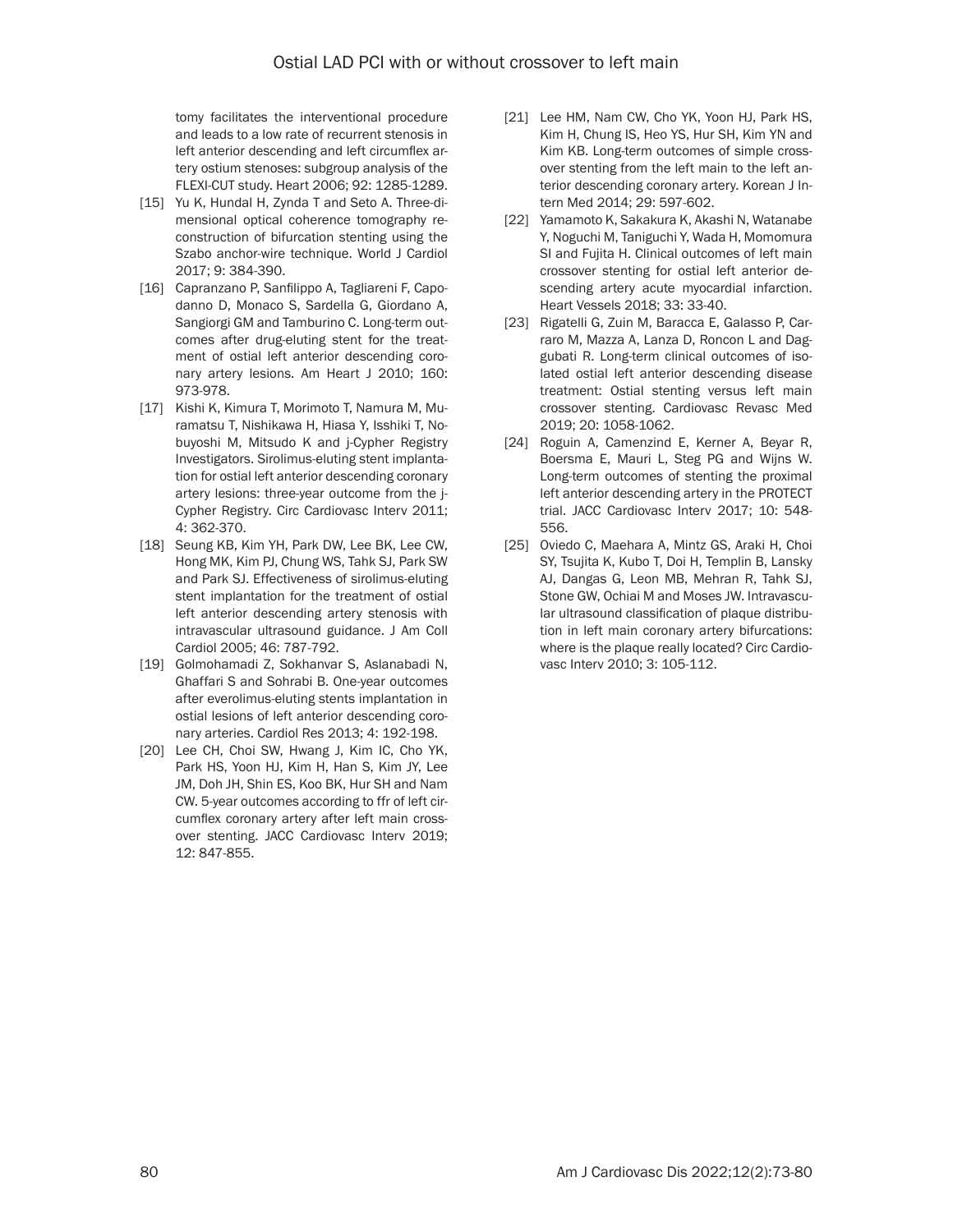tomy facilitates the interventional procedure and leads to a low rate of recurrent stenosis in left anterior descending and left circumflex artery ostium stenoses: subgroup analysis of the FLEXI-CUT study. Heart 2006; 92: 1285-1289.

[15] Yu K, Hundal H, Zynda T and Seto A. Three-dimensional optical coherence tomography reconstruction of bifurcation stenting using the Szabo anchor-wire technique. World J Cardiol 2017; 9: 384-390.

[16] Capranzano P, Sanfilippo A, Tagliareni F, Capodanno D, Monaco S, Sardella G, Giordano A, Sangiorgi GM and Tamburino C. Long-term outcomes after drug-eluting stent for the treatment of ostial left anterior descending coronary artery lesions. Am Heart J 2010; 160: 973-978.

[17] Kishi K, Kimura T, Morimoto T, Namura M, Muramatsu T, Nishikawa H, Hiasa Y, Isshiki T, Nobuyoshi M, Mitsudo K and j-Cypher Registry Investigators. Sirolimus-eluting stent implantation for ostial left anterior descending coronary artery lesions: three-year outcome from the j-Cypher Registry. Circ Cardiovasc Interv 2011; 4: 362-370.

[18] Seung KB, Kim YH, Park DW, Lee BK, Lee CW, Hong MK, Kim PJ, Chung WS, Tahk SJ, Park SW and Park SJ. Effectiveness of sirolimus-eluting stent implantation for the treatment of ostial left anterior descending artery stenosis with intravascular ultrasound guidance. J Am Coll Cardiol 2005; 46: 787-792.

[19] Golmohamadi Z, Sokhanvar S, Aslanabadi N, Ghaffari S and Sohrabi B. One-year outcomes after everolimus-eluting stents implantation in ostial lesions of left anterior descending coronary arteries. Cardiol Res 2013; 4: 192-198.

[20] Lee CH, Choi SW, Hwang J, Kim IC, Cho YK, Park HS, Yoon HJ, Kim H, Han S, Kim JY, Lee JM, Doh JH, Shin ES, Koo BK, Hur SH and Nam CW. 5-year outcomes according to ffr of left circumflex coronary artery after left main crossover stenting. JACC Cardiovasc Interv 2019; 12: 847-855.

[21] Lee HM, Nam CW, Cho YK, Yoon HJ, Park HS, Kim H, Chung IS, Heo YS, Hur SH, Kim YN and Kim KB. Long-term outcomes of simple crossover stenting from the left main to the left anterior descending coronary artery. Korean J Intern Med 2014; 29: 597-602.

[22] Yamamoto K, Sakakura K, Akashi N, Watanabe Y, Noguchi M, Taniguchi Y, Wada H, Momomura SI and Fujita H. Clinical outcomes of left main crossover stenting for ostial left anterior descending artery acute myocardial infarction. Heart Vessels 2018; 33: 33-40.

[23] Rigatelli G, Zuin M, Baracca E, Galasso P, Carraro M, Mazza A, Lanza D, Roncon L and Daggubati R. Long-term clinical outcomes of isolated ostial left anterior descending disease treatment: Ostial stenting versus left main crossover stenting. Cardiovasc Revasc Med 2019; 20: 1058-1062.

[24] Roguin A, Camenzind E, Kerner A, Beyar R, Boersma E, Mauri L, Steg PG and Wijns W. Long-term outcomes of stenting the proximal left anterior descending artery in the PROTECT trial. JACC Cardiovasc Interv 2017; 10: 548-556.

[25] Oviedo C, Maehara A, Mintz GS, Araki H, Choi SY, Tsujita K, Kubo T, Doi H, Templin B, Lansky AJ, Dangas G, Leon MB, Mehran R, Tahk SJ, Stone GW, Ochiai M and Moses JW. Intravascular ultrasound classification of plaque distribution in left main coronary artery bifurcations: where is the plaque really located? Circ Cardiovasc Interv 2010; 3: 105-112.